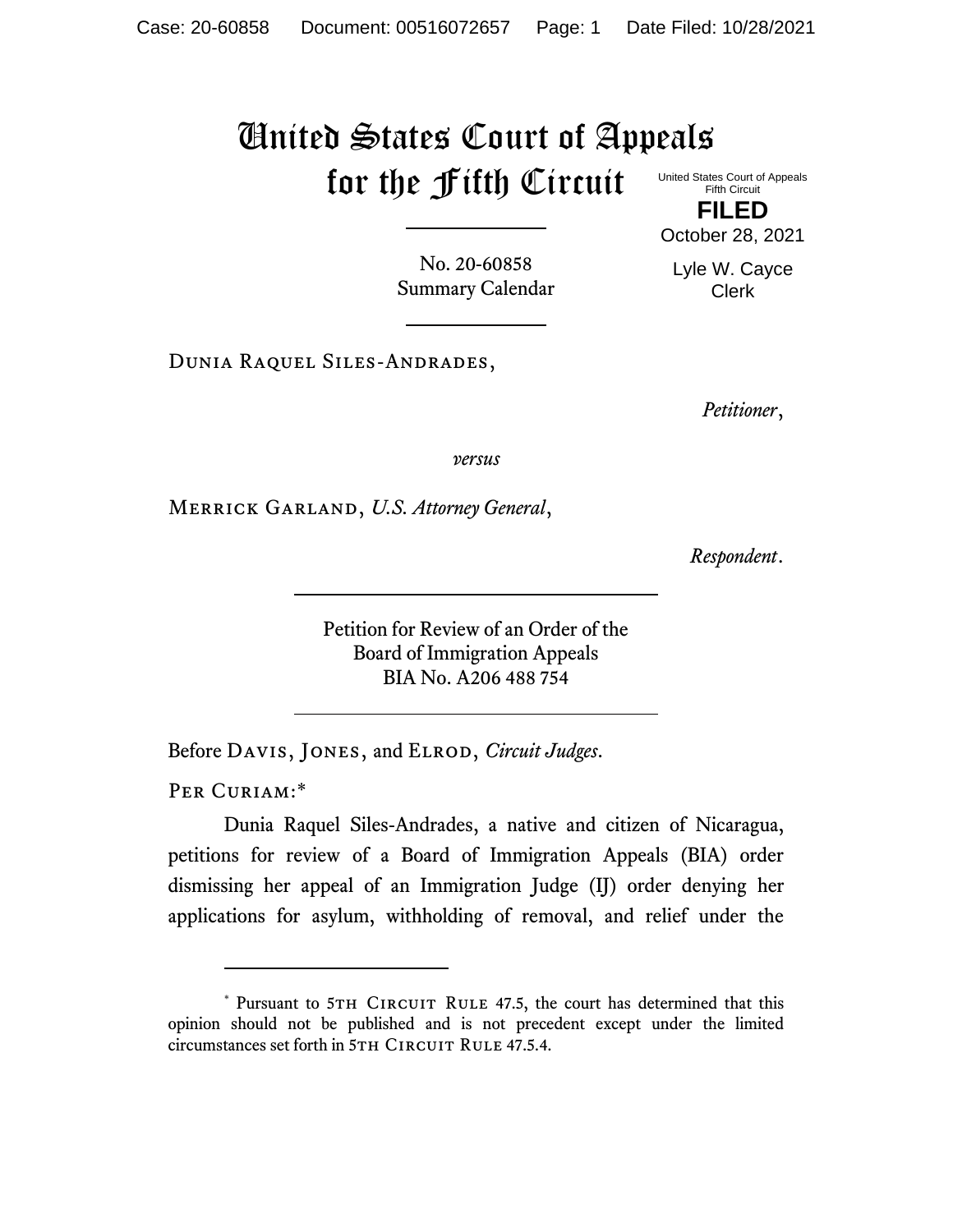# United States Court of Appeals for the Fifth Circuit

United States Court of Appeals
Fifth Circuit

**FILED**

October 28, 2021

Lyle W. Cayce
Clerk

No. 20-60858
Summary Calendar

Dunia Raquel Siles-Andrades,

*Petitioner*,

*versus*

Merrick Garland, *U.S. Attorney General*,

*Respondent*.

Petition for Review of an Order of the
Board of Immigration Appeals
BIA No. A206 488 754

Before Davis, Jones, and Elrod, *Circuit Judges*.

Per Curiam:*

Dunia Raquel Siles-Andrades, a native and citizen of Nicaragua, petitions for review of a Board of Immigration Appeals (BIA) order dismissing her appeal of an Immigration Judge (IJ) order denying her applications for asylum, withholding of removal, and relief under the

---

* Pursuant to 5th Circuit Rule 47.5, the court has determined that this opinion should not be published and is not precedent except under the limited circumstances set forth in 5th Circuit Rule 47.5.4.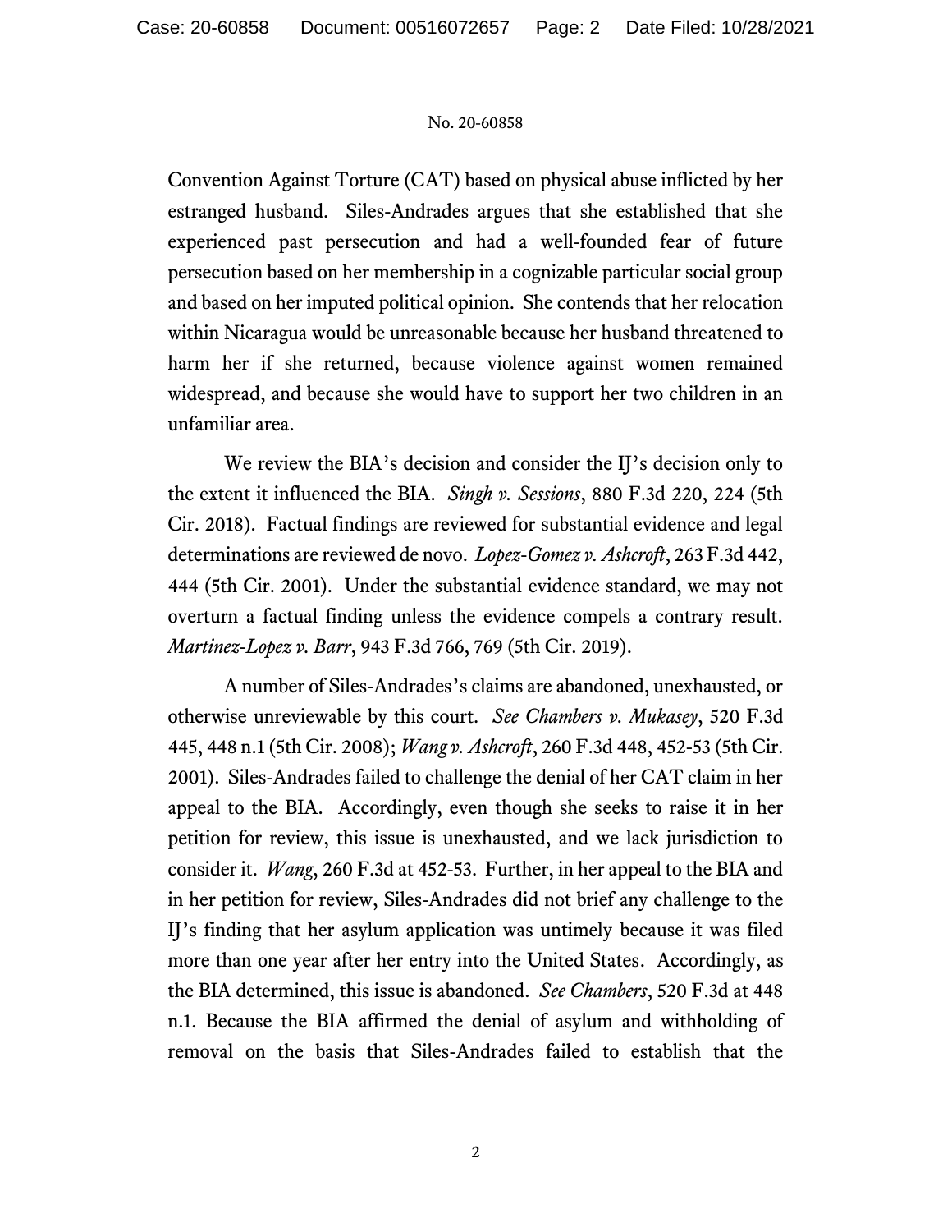Convention Against Torture (CAT) based on physical abuse inflicted by her estranged husband. Siles-Andrades argues that she established that she experienced past persecution and had a well-founded fear of future persecution based on her membership in a cognizable particular social group and based on her imputed political opinion. She contends that her relocation within Nicaragua would be unreasonable because her husband threatened to harm her if she returned, because violence against women remained widespread, and because she would have to support her two children in an unfamiliar area.

We review the BIA's decision and consider the IJ's decision only to the extent it influenced the BIA. *Singh v. Sessions*, 880 F.3d 220, 224 (5th Cir. 2018). Factual findings are reviewed for substantial evidence and legal determinations are reviewed de novo. *Lopez-Gomez v. Ashcroft*, 263 F.3d 442, 444 (5th Cir. 2001). Under the substantial evidence standard, we may not overturn a factual finding unless the evidence compels a contrary result. *Martinez-Lopez v. Barr*, 943 F.3d 766, 769 (5th Cir. 2019).

A number of Siles-Andrades's claims are abandoned, unexhausted, or otherwise unreviewable by this court. *See Chambers v. Mukasey*, 520 F.3d 445, 448 n.1 (5th Cir. 2008); *Wang v. Ashcroft*, 260 F.3d 448, 452-53 (5th Cir. 2001). Siles-Andrades failed to challenge the denial of her CAT claim in her appeal to the BIA. Accordingly, even though she seeks to raise it in her petition for review, this issue is unexhausted, and we lack jurisdiction to consider it. *Wang*, 260 F.3d at 452-53. Further, in her appeal to the BIA and in her petition for review, Siles-Andrades did not brief any challenge to the IJ's finding that her asylum application was untimely because it was filed more than one year after her entry into the United States. Accordingly, as the BIA determined, this issue is abandoned. *See Chambers*, 520 F.3d at 448 n.1. Because the BIA affirmed the denial of asylum and withholding of removal on the basis that Siles-Andrades failed to establish that the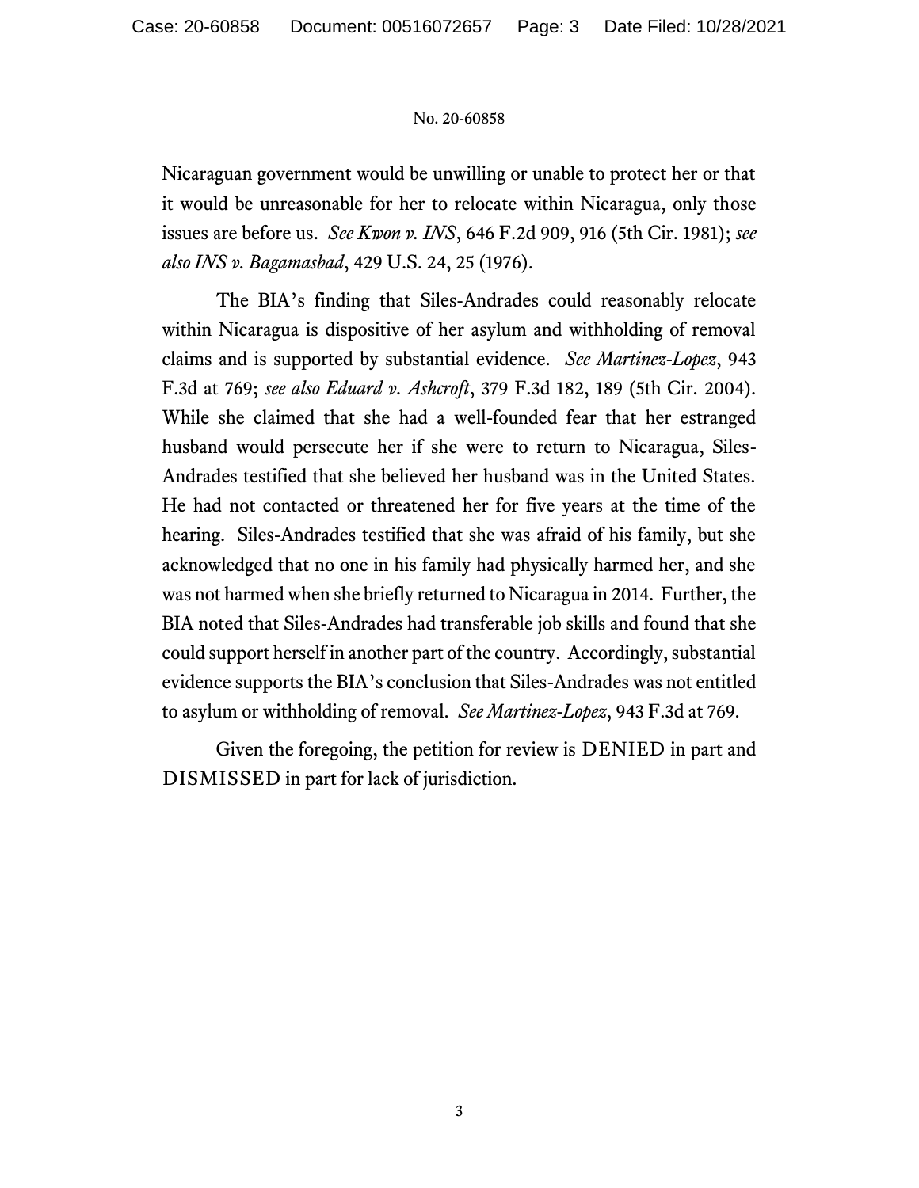Nicaraguan government would be unwilling or unable to protect her or that it would be unreasonable for her to relocate within Nicaragua, only those issues are before us. *See Kwon v. INS*, 646 F.2d 909, 916 (5th Cir. 1981); *see also INS v. Bagamasbad*, 429 U.S. 24, 25 (1976).

The BIA's finding that Siles-Andrades could reasonably relocate within Nicaragua is dispositive of her asylum and withholding of removal claims and is supported by substantial evidence. *See Martinez-Lopez*, 943 F.3d at 769; *see also Eduard v. Ashcroft*, 379 F.3d 182, 189 (5th Cir. 2004). While she claimed that she had a well-founded fear that her estranged husband would persecute her if she were to return to Nicaragua, Siles-Andrades testified that she believed her husband was in the United States. He had not contacted or threatened her for five years at the time of the hearing. Siles-Andrades testified that she was afraid of his family, but she acknowledged that no one in his family had physically harmed her, and she was not harmed when she briefly returned to Nicaragua in 2014. Further, the BIA noted that Siles-Andrades had transferable job skills and found that she could support herself in another part of the country. Accordingly, substantial evidence supports the BIA's conclusion that Siles-Andrades was not entitled to asylum or withholding of removal. *See Martinez-Lopez*, 943 F.3d at 769.

Given the foregoing, the petition for review is DENIED in part and DISMISSED in part for lack of jurisdiction.